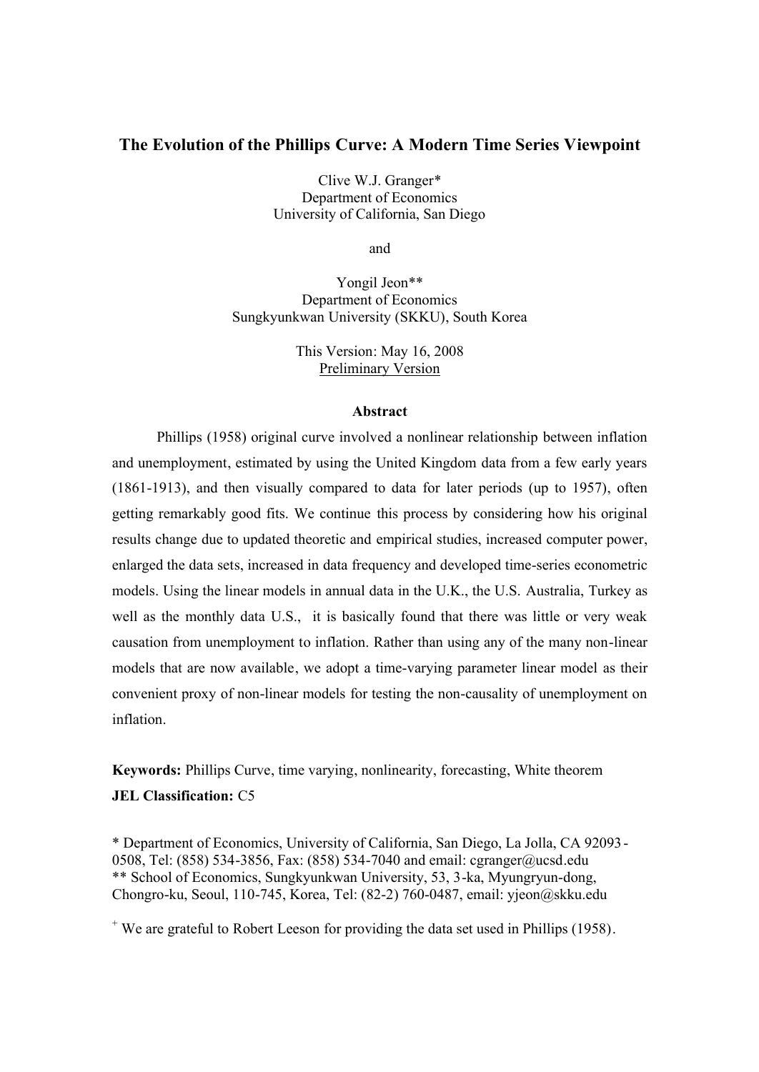# The Evolution of the Phillips Curve: A Modern Time Series Viewpoint

Clive W.J. Granger*
Department of Economics
University of California, San Diego

and

Yongil Jeon**
Department of Economics
Sungkyunkwan University (SKKU), South Korea

This Version: May 16, 2008
Preliminary Version

## Abstract

Phillips (1958) original curve involved a nonlinear relationship between inflation and unemployment, estimated by using the United Kingdom data from a few early years (1861-1913), and then visually compared to data for later periods (up to 1957), often getting remarkably good fits. We continue this process by considering how his original results change due to updated theoretic and empirical studies, increased computer power, enlarged the data sets, increased in data frequency and developed time-series econometric models. Using the linear models in annual data in the U.K., the U.S. Australia, Turkey as well as the monthly data U.S., it is basically found that there was little or very weak causation from unemployment to inflation. Rather than using any of the many non-linear models that are now available, we adopt a time-varying parameter linear model as their convenient proxy of non-linear models for testing the non-causality of unemployment on inflation.

**Keywords:** Phillips Curve, time varying, nonlinearity, forecasting, White theorem

**JEL Classification:** C5

* Department of Economics, University of California, San Diego, La Jolla, CA 92093-0508, Tel: (858) 534-3856, Fax: (858) 534-7040 and email: cgranger@ucsd.edu

** School of Economics, Sungkyunkwan University, 53, 3-ka, Myungryun-dong, Chongro-ku, Seoul, 110-745, Korea, Tel: (82-2) 760-0487, email: yjeon@skku.edu

[+] We are grateful to Robert Leeson for providing the data set used in Phillips (1958).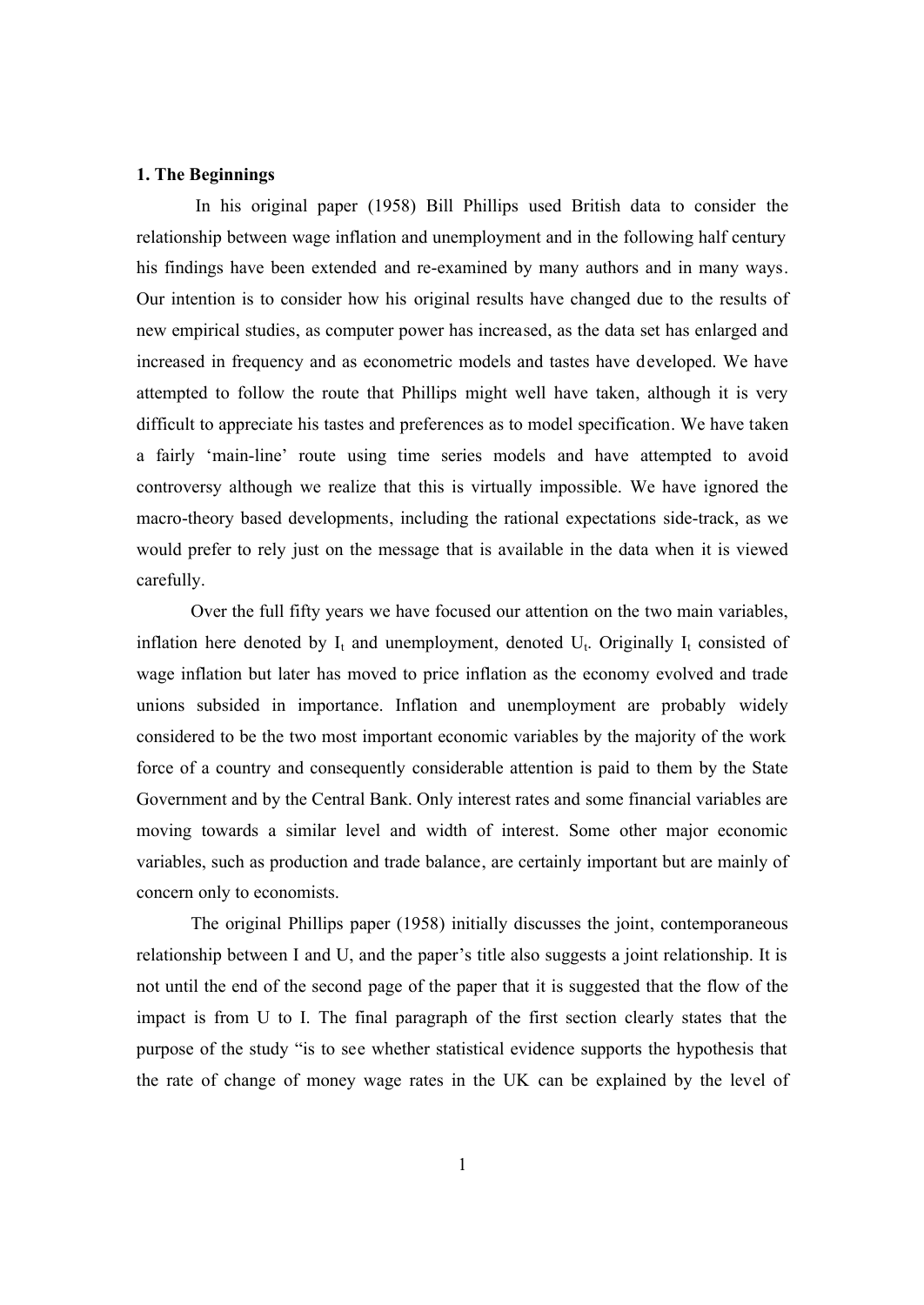### 1. The Beginnings

In his original paper (1958) Bill Phillips used British data to consider the relationship between wage inflation and unemployment and in the following half century his findings have been extended and re-examined by many authors and in many ways. Our intention is to consider how his original results have changed due to the results of new empirical studies, as computer power has increased, as the data set has enlarged and increased in frequency and as econometric models and tastes have developed. We have attempted to follow the route that Phillips might well have taken, although it is very difficult to appreciate his tastes and preferences as to model specification. We have taken a fairly 'main-line' route using time series models and have attempted to avoid controversy although we realize that this is virtually impossible. We have ignored the macro-theory based developments, including the rational expectations side-track, as we would prefer to rely just on the message that is available in the data when it is viewed carefully.

Over the full fifty years we have focused our attention on the two main variables, inflation here denoted by $I_t$ and unemployment, denoted $U_t$. Originally $I_t$ consisted of wage inflation but later has moved to price inflation as the economy evolved and trade unions subsided in importance. Inflation and unemployment are probably widely considered to be the two most important economic variables by the majority of the work force of a country and consequently considerable attention is paid to them by the State Government and by the Central Bank. Only interest rates and some financial variables are moving towards a similar level and width of interest. Some other major economic variables, such as production and trade balance, are certainly important but are mainly of concern only to economists.

The original Phillips paper (1958) initially discusses the joint, contemporaneous relationship between I and U, and the paper's title also suggests a joint relationship. It is not until the end of the second page of the paper that it is suggested that the flow of the impact is from U to I. The final paragraph of the first section clearly states that the purpose of the study "is to see whether statistical evidence supports the hypothesis that the rate of change of money wage rates in the UK can be explained by the level of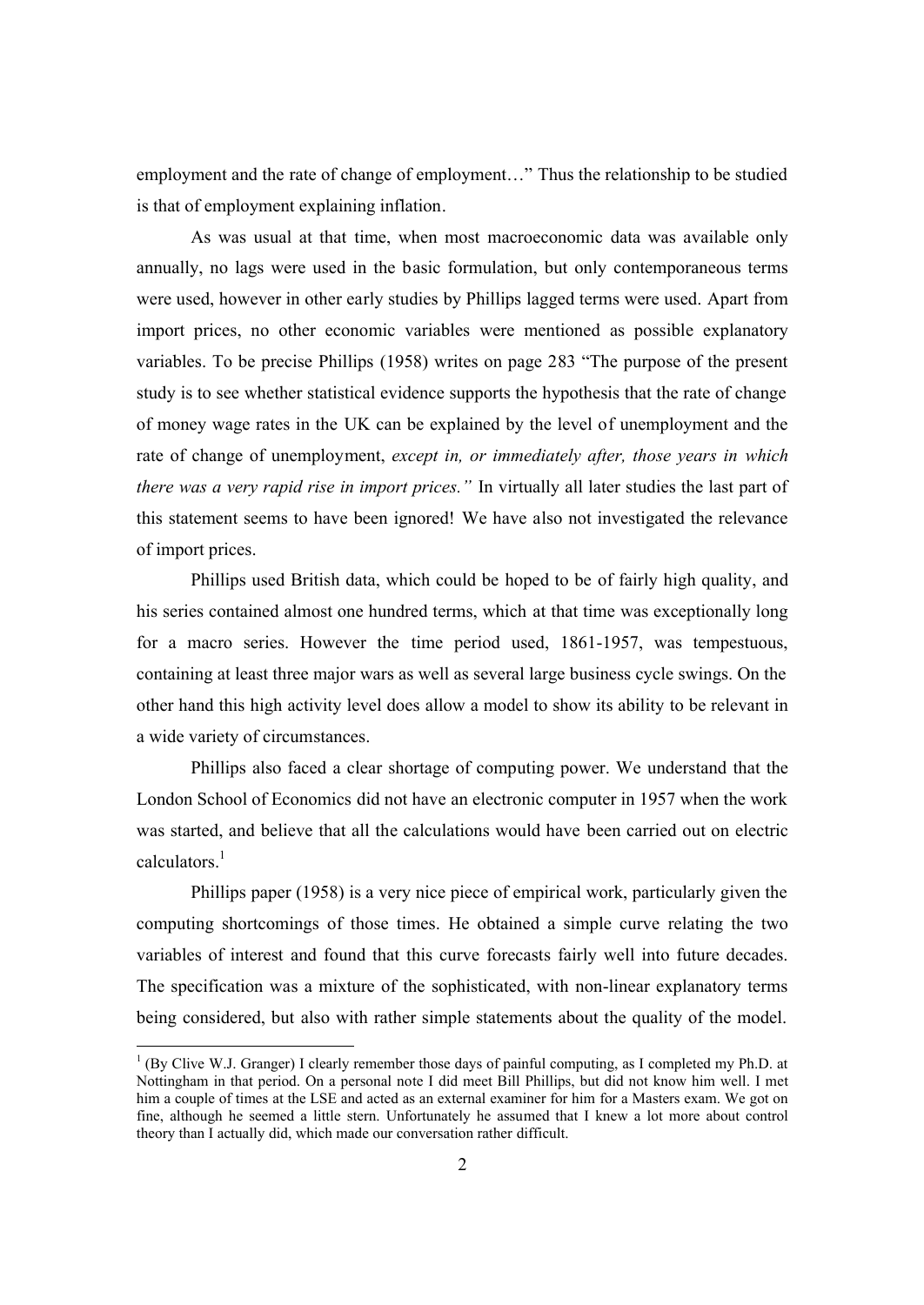employment and the rate of change of employment…" Thus the relationship to be studied is that of employment explaining inflation.

As was usual at that time, when most macroeconomic data was available only annually, no lags were used in the basic formulation, but only contemporaneous terms were used, however in other early studies by Phillips lagged terms were used. Apart from import prices, no other economic variables were mentioned as possible explanatory variables. To be precise Phillips (1958) writes on page 283 "The purpose of the present study is to see whether statistical evidence supports the hypothesis that the rate of change of money wage rates in the UK can be explained by the level of unemployment and the rate of change of unemployment, *except in, or immediately after, those years in which there was a very rapid rise in import prices."* In virtually all later studies the last part of this statement seems to have been ignored! We have also not investigated the relevance of import prices.

Phillips used British data, which could be hoped to be of fairly high quality, and his series contained almost one hundred terms, which at that time was exceptionally long for a macro series. However the time period used, 1861-1957, was tempestuous, containing at least three major wars as well as several large business cycle swings. On the other hand this high activity level does allow a model to show its ability to be relevant in a wide variety of circumstances.

Phillips also faced a clear shortage of computing power. We understand that the London School of Economics did not have an electronic computer in 1957 when the work was started, and believe that all the calculations would have been carried out on electric calculators.[1]

Phillips paper (1958) is a very nice piece of empirical work, particularly given the computing shortcomings of those times. He obtained a simple curve relating the two variables of interest and found that this curve forecasts fairly well into future decades. The specification was a mixture of the sophisticated, with non-linear explanatory terms being considered, but also with rather simple statements about the quality of the model.

[1] (By Clive W.J. Granger) I clearly remember those days of painful computing, as I completed my Ph.D. at Nottingham in that period. On a personal note I did meet Bill Phillips, but did not know him well. I met him a couple of times at the LSE and acted as an external examiner for him for a Masters exam. We got on fine, although he seemed a little stern. Unfortunately he assumed that I knew a lot more about control theory than I actually did, which made our conversation rather difficult.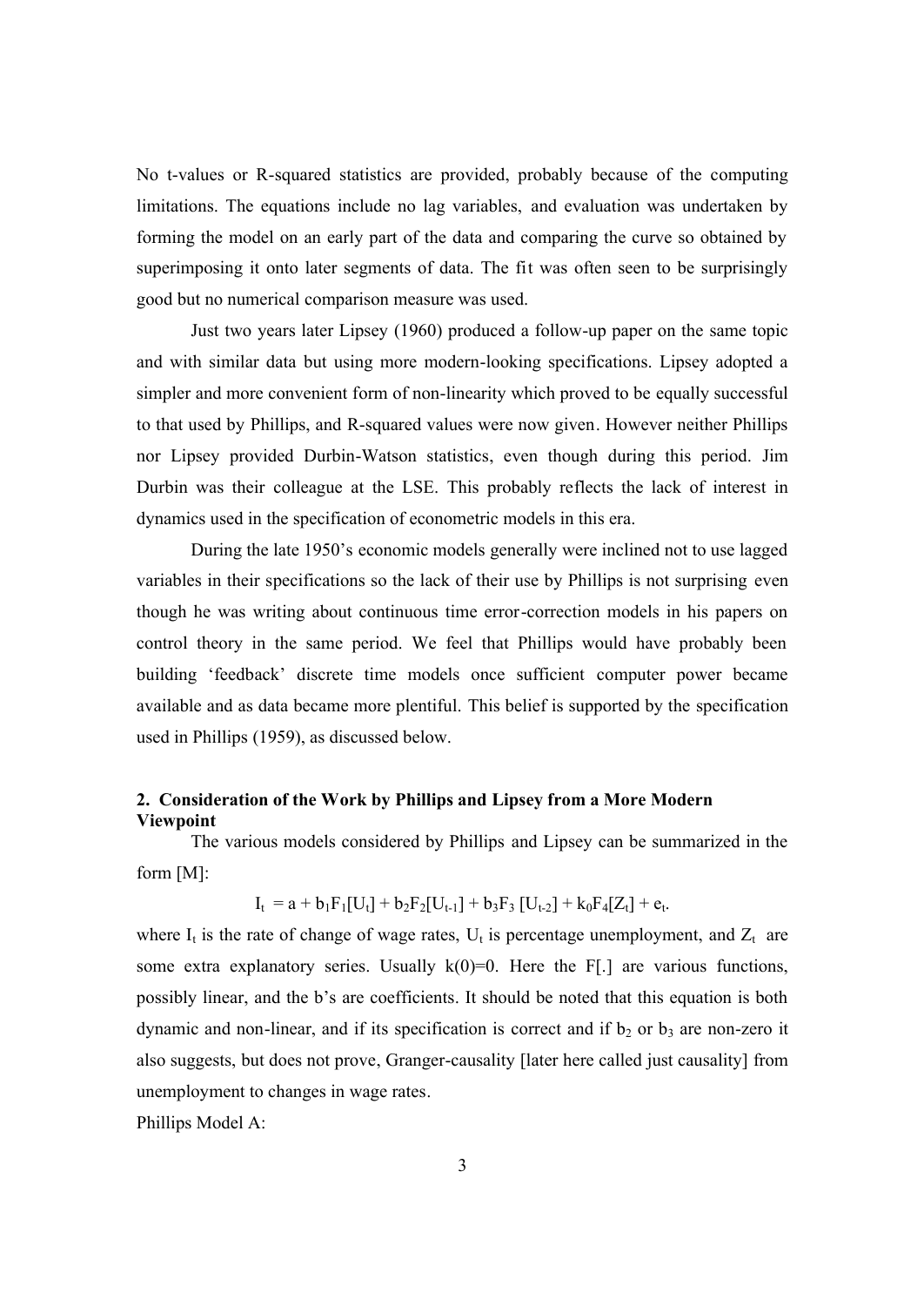No t-values or R-squared statistics are provided, probably because of the computing limitations. The equations include no lag variables, and evaluation was undertaken by forming the model on an early part of the data and comparing the curve so obtained by superimposing it onto later segments of data. The fit was often seen to be surprisingly good but no numerical comparison measure was used.

Just two years later Lipsey (1960) produced a follow-up paper on the same topic and with similar data but using more modern-looking specifications. Lipsey adopted a simpler and more convenient form of non-linearity which proved to be equally successful to that used by Phillips, and R-squared values were now given. However neither Phillips nor Lipsey provided Durbin-Watson statistics, even though during this period. Jim Durbin was their colleague at the LSE. This probably reflects the lack of interest in dynamics used in the specification of econometric models in this era.

During the late 1950's economic models generally were inclined not to use lagged variables in their specifications so the lack of their use by Phillips is not surprising even though he was writing about continuous time error-correction models in his papers on control theory in the same period. We feel that Phillips would have probably been building 'feedback' discrete time models once sufficient computer power became available and as data became more plentiful. This belief is supported by the specification used in Phillips (1959), as discussed below.

## 2. Consideration of the Work by Phillips and Lipsey from a More Modern Viewpoint

The various models considered by Phillips and Lipsey can be summarized in the form [M]:

$$I_t = a + b_1F_1[U_t] + b_2F_2[U_{t-1}] + b_3F_3[U_{t-2}] + k_0F_4[Z_t] + e_t.$$

where $I_t$ is the rate of change of wage rates, $U_t$ is percentage unemployment, and $Z_t$ are some extra explanatory series. Usually $k(0)=0$. Here the F[.] are various functions, possibly linear, and the b's are coefficients. It should be noted that this equation is both dynamic and non-linear, and if its specification is correct and if $b_2$ or $b_3$ are non-zero it also suggests, but does not prove, Granger-causality [later here called just causality] from unemployment to changes in wage rates.

Phillips Model A: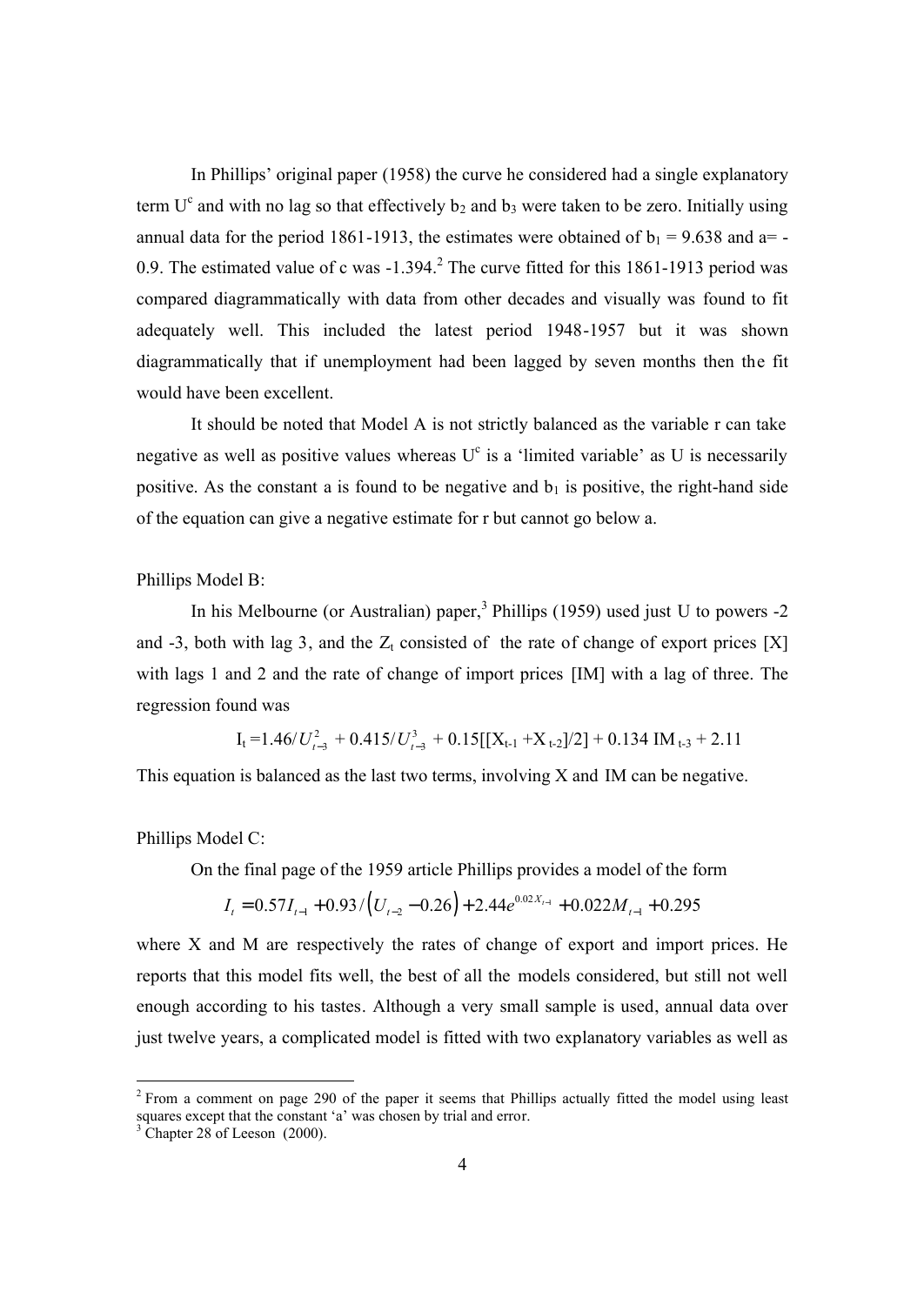In Phillips' original paper (1958) the curve he considered had a single explanatory term $U^c$ and with no lag so that effectively $b_2$ and $b_3$ were taken to be zero. Initially using annual data for the period 1861-1913, the estimates were obtained of $b_1 = 9.638$ and a= -0.9. The estimated value of c was -1.394.[2] The curve fitted for this 1861-1913 period was compared diagrammatically with data from other decades and visually was found to fit adequately well. This included the latest period 1948-1957 but it was shown diagrammatically that if unemployment had been lagged by seven months then the fit would have been excellent.

It should be noted that Model A is not strictly balanced as the variable r can take negative as well as positive values whereas $U^c$ is a 'limited variable' as U is necessarily positive. As the constant a is found to be negative and $b_1$ is positive, the right-hand side of the equation can give a negative estimate for r but cannot go below a.

Phillips Model B:

In his Melbourne (or Australian) paper,[3] Phillips (1959) used just U to powers -2 and -3, both with lag 3, and the $Z_t$ consisted of the rate of change of export prices [X] with lags 1 and 2 and the rate of change of import prices [IM] with a lag of three. The regression found was

$$I_t = 1.46/U_{t-3}^2 + 0.415/U_{t-3}^3 + 0.15[[X_{t-1} + X_{t-2}]/2] + 0.134\,IM_{t-3} + 2.11$$

This equation is balanced as the last two terms, involving X and IM can be negative.

Phillips Model C:

On the final page of the 1959 article Phillips provides a model of the form

$$I_t = 0.57 I_{t-1} + 0.93/\left(U_{t-2} - 0.26\right) + 2.44 e^{0.02 X_{t-1}} + 0.022 M_{t-1} + 0.295$$

where X and M are respectively the rates of change of export and import prices. He reports that this model fits well, the best of all the models considered, but still not well enough according to his tastes. Although a very small sample is used, annual data over just twelve years, a complicated model is fitted with two explanatory variables as well as

---

[2] From a comment on page 290 of the paper it seems that Phillips actually fitted the model using least squares except that the constant 'a' was chosen by trial and error.

[3] Chapter 28 of Leeson (2000).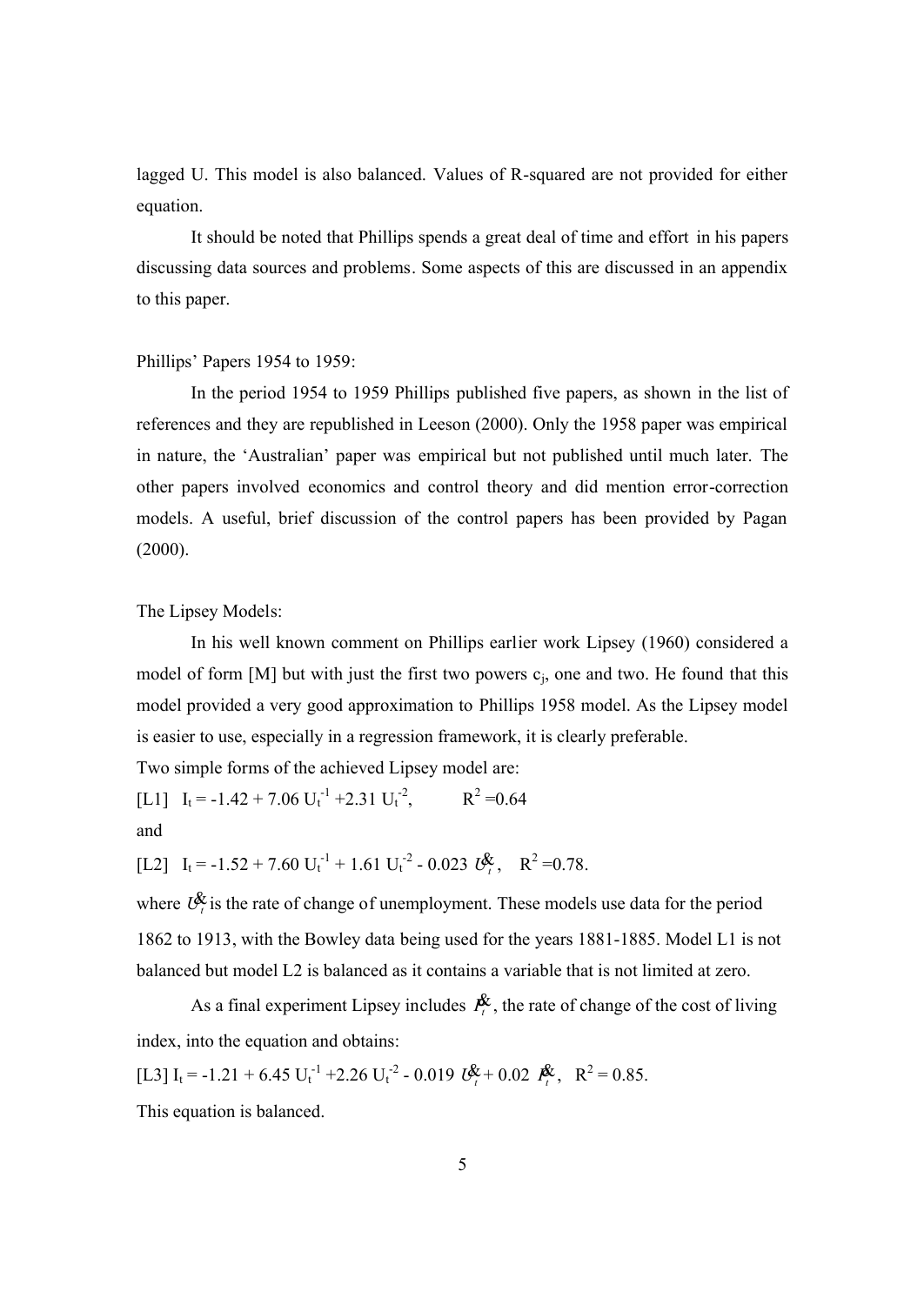lagged U. This model is also balanced. Values of R-squared are not provided for either equation.

It should be noted that Phillips spends a great deal of time and effort in his papers discussing data sources and problems. Some aspects of this are discussed in an appendix to this paper.

Phillips' Papers 1954 to 1959:

In the period 1954 to 1959 Phillips published five papers, as shown in the list of references and they are republished in Leeson (2000). Only the 1958 paper was empirical in nature, the 'Australian' paper was empirical but not published until much later. The other papers involved economics and control theory and did mention error-correction models. A useful, brief discussion of the control papers has been provided by Pagan (2000).

The Lipsey Models:

In his well known comment on Phillips earlier work Lipsey (1960) considered a model of form [M] but with just the first two powers $c_j$, one and two. He found that this model provided a very good approximation to Phillips 1958 model. As the Lipsey model is easier to use, especially in a regression framework, it is clearly preferable.

Two simple forms of the achieved Lipsey model are:

[L1] $I_t = -1.42 + 7.06\, U_t^{-1} + 2.31\, U_t^{-2}$, $\quad R^2 = 0.64$

and

[L2] $I_t = -1.52 + 7.60\, U_t^{-1} + 1.61\, U_t^{-2} - 0.023\, \dot{U}_t$, $\quad R^2 = 0.78$.

where $\dot{U}_t$ is the rate of change of unemployment. These models use data for the period 1862 to 1913, with the Bowley data being used for the years 1881-1885. Model L1 is not balanced but model L2 is balanced as it contains a variable that is not limited at zero.

As a final experiment Lipsey includes $\dot{P}_t$, the rate of change of the cost of living index, into the equation and obtains:

[L3] $I_t = -1.21 + 6.45\, U_t^{-1} + 2.26\, U_t^{-2} - 0.019\, \dot{U}_t + 0.02\, \dot{P}_t$, $\quad R^2 = 0.85$.

This equation is balanced.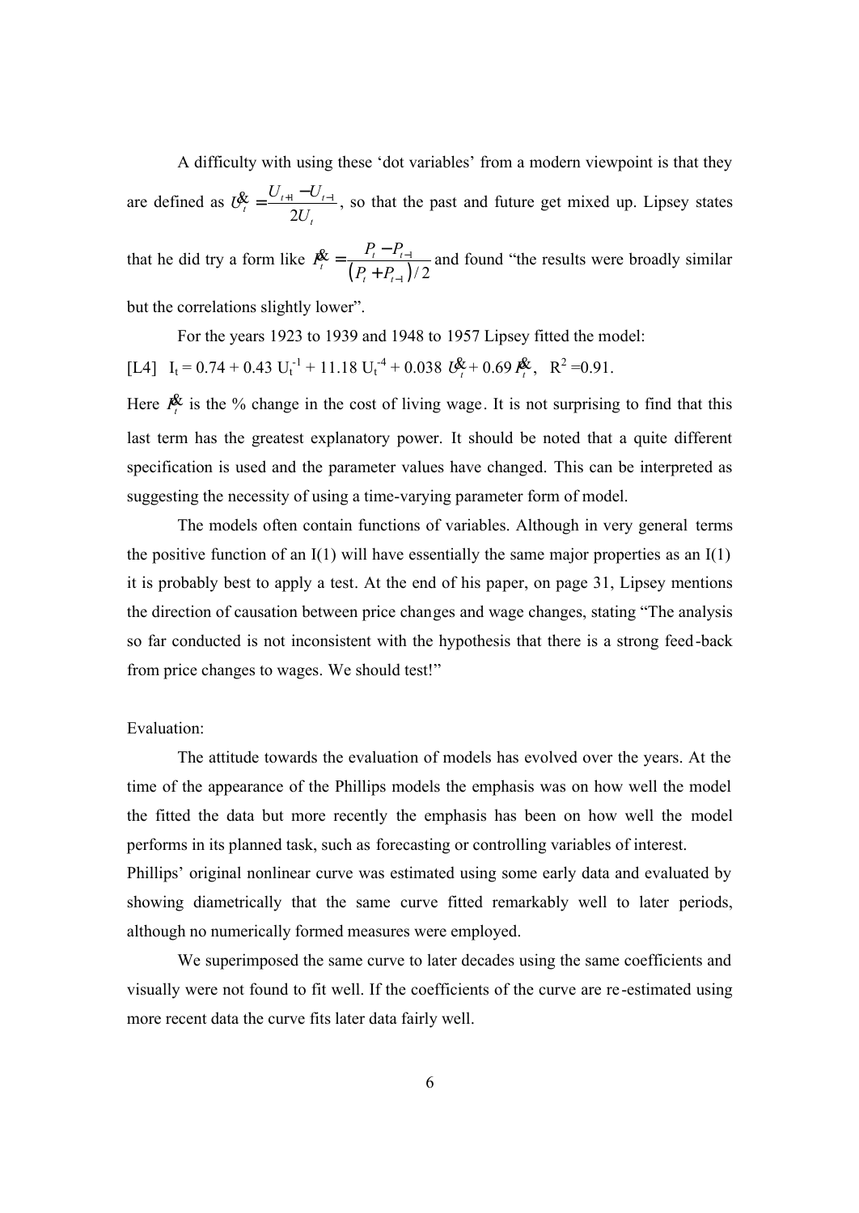A difficulty with using these 'dot variables' from a modern viewpoint is that they are defined as $\dot{U}_t = \frac{U_{t+1} - U_{t-1}}{2U_t}$, so that the past and future get mixed up. Lipsey states that he did try a form like $\dot{P}_t = \frac{P_t - P_{t-1}}{(P_t + P_{t-1})/2}$ and found "the results were broadly similar but the correlations slightly lower".

For the years 1923 to 1939 and 1948 to 1957 Lipsey fitted the model:

[L4] $I_t = 0.74 + 0.43\, U_t^{-1} + 11.18\, U_t^{-4} + 0.038\, \dot{U}_t + 0.69\, \dot{P}_t$, $R^2 = 0.91$.

Here $\dot{P}_t$ is the % change in the cost of living wage. It is not surprising to find that this last term has the greatest explanatory power. It should be noted that a quite different specification is used and the parameter values have changed. This can be interpreted as suggesting the necessity of using a time-varying parameter form of model.

The models often contain functions of variables. Although in very general terms the positive function of an I(1) will have essentially the same major properties as an I(1) it is probably best to apply a test. At the end of his paper, on page 31, Lipsey mentions the direction of causation between price changes and wage changes, stating "The analysis so far conducted is not inconsistent with the hypothesis that there is a strong feed-back from price changes to wages. We should test!"

Evaluation:

The attitude towards the evaluation of models has evolved over the years. At the time of the appearance of the Phillips models the emphasis was on how well the model the fitted the data but more recently the emphasis has been on how well the model performs in its planned task, such as forecasting or controlling variables of interest.

Phillips' original nonlinear curve was estimated using some early data and evaluated by showing diametrically that the same curve fitted remarkably well to later periods, although no numerically formed measures were employed.

We superimposed the same curve to later decades using the same coefficients and visually were not found to fit well. If the coefficients of the curve are re-estimated using more recent data the curve fits later data fairly well.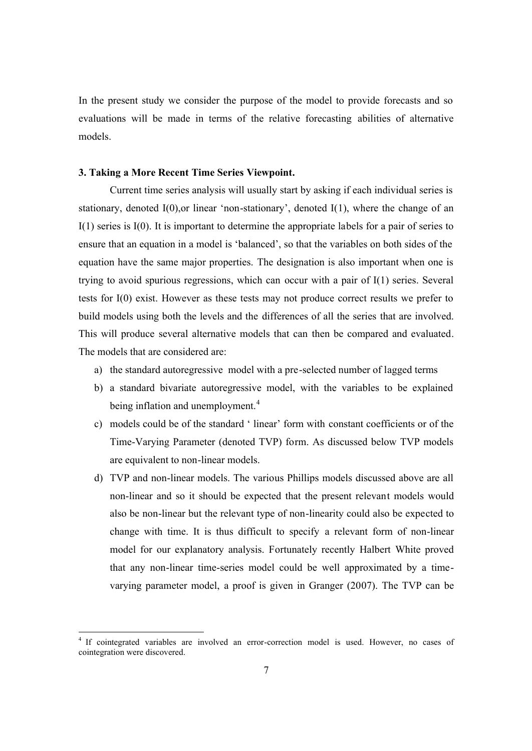In the present study we consider the purpose of the model to provide forecasts and so evaluations will be made in terms of the relative forecasting abilities of alternative models.

### 3. Taking a More Recent Time Series Viewpoint.

Current time series analysis will usually start by asking if each individual series is stationary, denoted I(0),or linear 'non-stationary', denoted I(1), where the change of an I(1) series is I(0). It is important to determine the appropriate labels for a pair of series to ensure that an equation in a model is 'balanced', so that the variables on both sides of the equation have the same major properties. The designation is also important when one is trying to avoid spurious regressions, which can occur with a pair of I(1) series. Several tests for I(0) exist. However as these tests may not produce correct results we prefer to build models using both the levels and the differences of all the series that are involved. This will produce several alternative models that can then be compared and evaluated. The models that are considered are:

a) the standard autoregressive model with a pre-selected number of lagged terms
b) a standard bivariate autoregressive model, with the variables to be explained being inflation and unemployment.[4]
c) models could be of the standard ' linear' form with constant coefficients or of the Time-Varying Parameter (denoted TVP) form. As discussed below TVP models are equivalent to non-linear models.
d) TVP and non-linear models. The various Phillips models discussed above are all non-linear and so it should be expected that the present relevant models would also be non-linear but the relevant type of non-linearity could also be expected to change with time. It is thus difficult to specify a relevant form of non-linear model for our explanatory analysis. Fortunately recently Halbert White proved that any non-linear time-series model could be well approximated by a time-varying parameter model, a proof is given in Granger (2007). The TVP can be

[4] If cointegrated variables are involved an error-correction model is used. However, no cases of cointegration were discovered.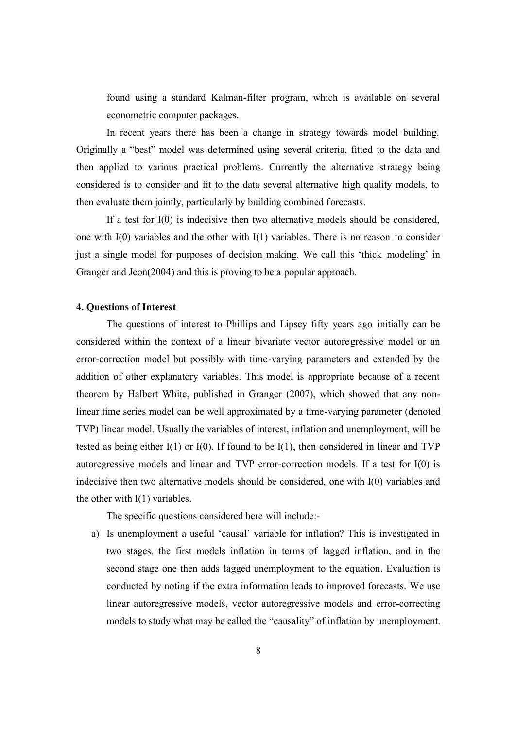found using a standard Kalman-filter program, which is available on several econometric computer packages.

In recent years there has been a change in strategy towards model building. Originally a "best" model was determined using several criteria, fitted to the data and then applied to various practical problems. Currently the alternative strategy being considered is to consider and fit to the data several alternative high quality models, to then evaluate them jointly, particularly by building combined forecasts.

If a test for I(0) is indecisive then two alternative models should be considered, one with I(0) variables and the other with I(1) variables. There is no reason to consider just a single model for purposes of decision making. We call this 'thick modeling' in Granger and Jeon(2004) and this is proving to be a popular approach.

#### 4. Questions of Interest

The questions of interest to Phillips and Lipsey fifty years ago initially can be considered within the context of a linear bivariate vector autoregressive model or an error-correction model but possibly with time-varying parameters and extended by the addition of other explanatory variables. This model is appropriate because of a recent theorem by Halbert White, published in Granger (2007), which showed that any non-linear time series model can be well approximated by a time-varying parameter (denoted TVP) linear model. Usually the variables of interest, inflation and unemployment, will be tested as being either I(1) or I(0). If found to be I(1), then considered in linear and TVP autoregressive models and linear and TVP error-correction models. If a test for I(0) is indecisive then two alternative models should be considered, one with I(0) variables and the other with I(1) variables.

The specific questions considered here will include:-

a) Is unemployment a useful 'causal' variable for inflation? This is investigated in two stages, the first models inflation in terms of lagged inflation, and in the second stage one then adds lagged unemployment to the equation. Evaluation is conducted by noting if the extra information leads to improved forecasts. We use linear autoregressive models, vector autoregressive models and error-correcting models to study what may be called the "causality" of inflation by unemployment.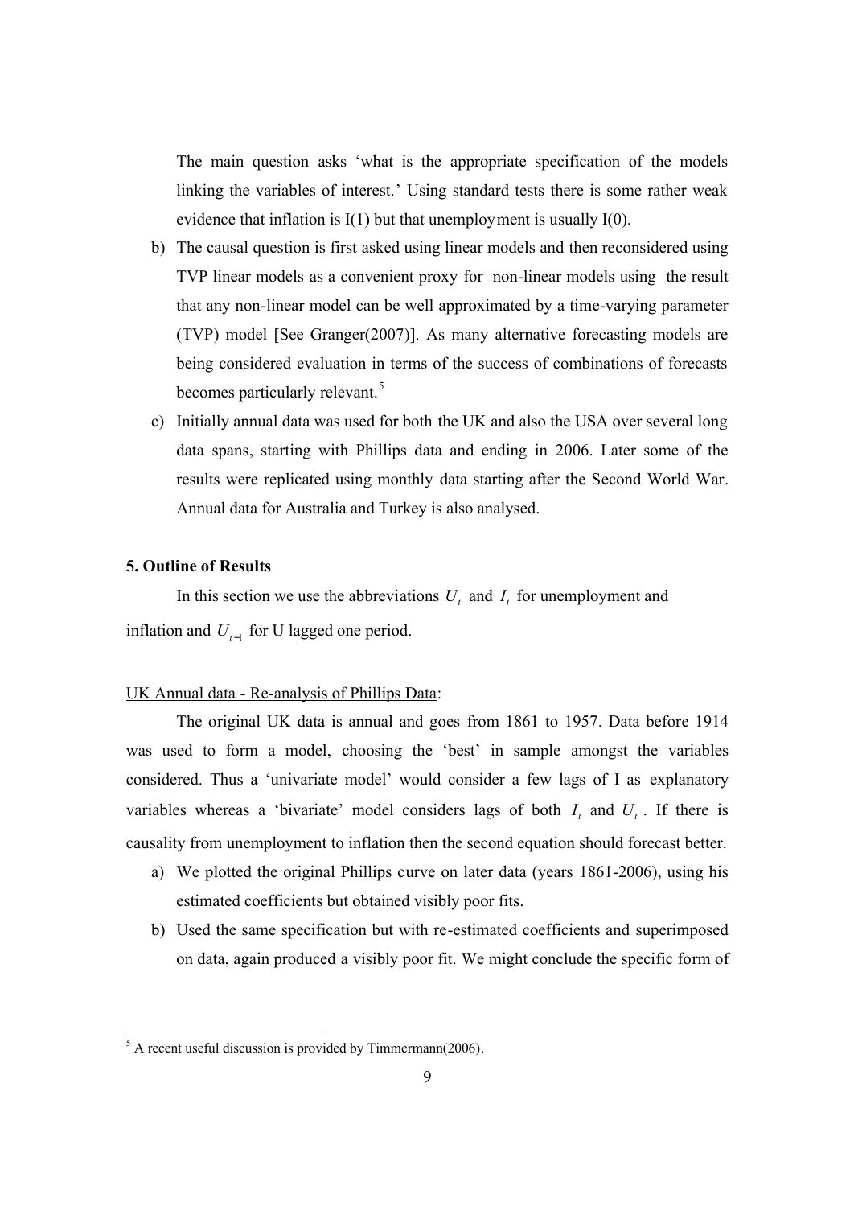The main question asks 'what is the appropriate specification of the models linking the variables of interest.' Using standard tests there is some rather weak evidence that inflation is I(1) but that unemployment is usually I(0).

b) The causal question is first asked using linear models and then reconsidered using TVP linear models as a convenient proxy for non-linear models using the result that any non-linear model can be well approximated by a time-varying parameter (TVP) model [See Granger(2007)]. As many alternative forecasting models are being considered evaluation in terms of the success of combinations of forecasts becomes particularly relevant.[5]

c) Initially annual data was used for both the UK and also the USA over several long data spans, starting with Phillips data and ending in 2006. Later some of the results were replicated using monthly data starting after the Second World War. Annual data for Australia and Turkey is also analysed.

**5. Outline of Results**

In this section we use the abbreviations $U_t$ and $I_t$ for unemployment and inflation and $U_{t-1}$ for U lagged one period.

UK Annual data - Re-analysis of Phillips Data:

The original UK data is annual and goes from 1861 to 1957. Data before 1914 was used to form a model, choosing the 'best' in sample amongst the variables considered. Thus a 'univariate model' would consider a few lags of I as explanatory variables whereas a 'bivariate' model considers lags of both $I_t$ and $U_t$. If there is causality from unemployment to inflation then the second equation should forecast better.

a) We plotted the original Phillips curve on later data (years 1861-2006), using his estimated coefficients but obtained visibly poor fits.

b) Used the same specification but with re-estimated coefficients and superimposed on data, again produced a visibly poor fit. We might conclude the specific form of

[5] A recent useful discussion is provided by Timmermann(2006).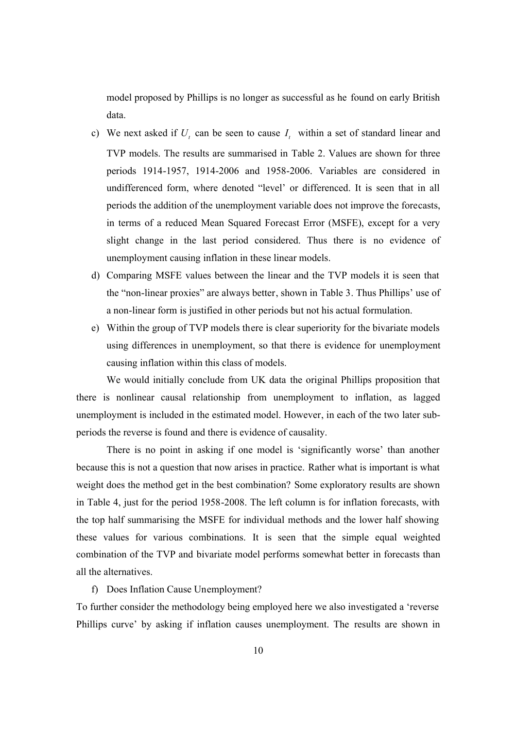model proposed by Phillips is no longer as successful as he found on early British data.

c) We next asked if $U_t$ can be seen to cause $I_t$ within a set of standard linear and TVP models. The results are summarised in Table 2. Values are shown for three periods 1914-1957, 1914-2006 and 1958-2006. Variables are considered in undifferenced form, where denoted "level' or differenced. It is seen that in all periods the addition of the unemployment variable does not improve the forecasts, in terms of a reduced Mean Squared Forecast Error (MSFE), except for a very slight change in the last period considered. Thus there is no evidence of unemployment causing inflation in these linear models.

d) Comparing MSFE values between the linear and the TVP models it is seen that the "non-linear proxies" are always better, shown in Table 3. Thus Phillips' use of a non-linear form is justified in other periods but not his actual formulation.

e) Within the group of TVP models there is clear superiority for the bivariate models using differences in unemployment, so that there is evidence for unemployment causing inflation within this class of models.

We would initially conclude from UK data the original Phillips proposition that there is nonlinear causal relationship from unemployment to inflation, as lagged unemployment is included in the estimated model. However, in each of the two later sub-periods the reverse is found and there is evidence of causality.

There is no point in asking if one model is 'significantly worse' than another because this is not a question that now arises in practice. Rather what is important is what weight does the method get in the best combination? Some exploratory results are shown in Table 4, just for the period 1958-2008. The left column is for inflation forecasts, with the top half summarising the MSFE for individual methods and the lower half showing these values for various combinations. It is seen that the simple equal weighted combination of the TVP and bivariate model performs somewhat better in forecasts than all the alternatives.

f) Does Inflation Cause Unemployment?

To further consider the methodology being employed here we also investigated a 'reverse Phillips curve' by asking if inflation causes unemployment. The results are shown in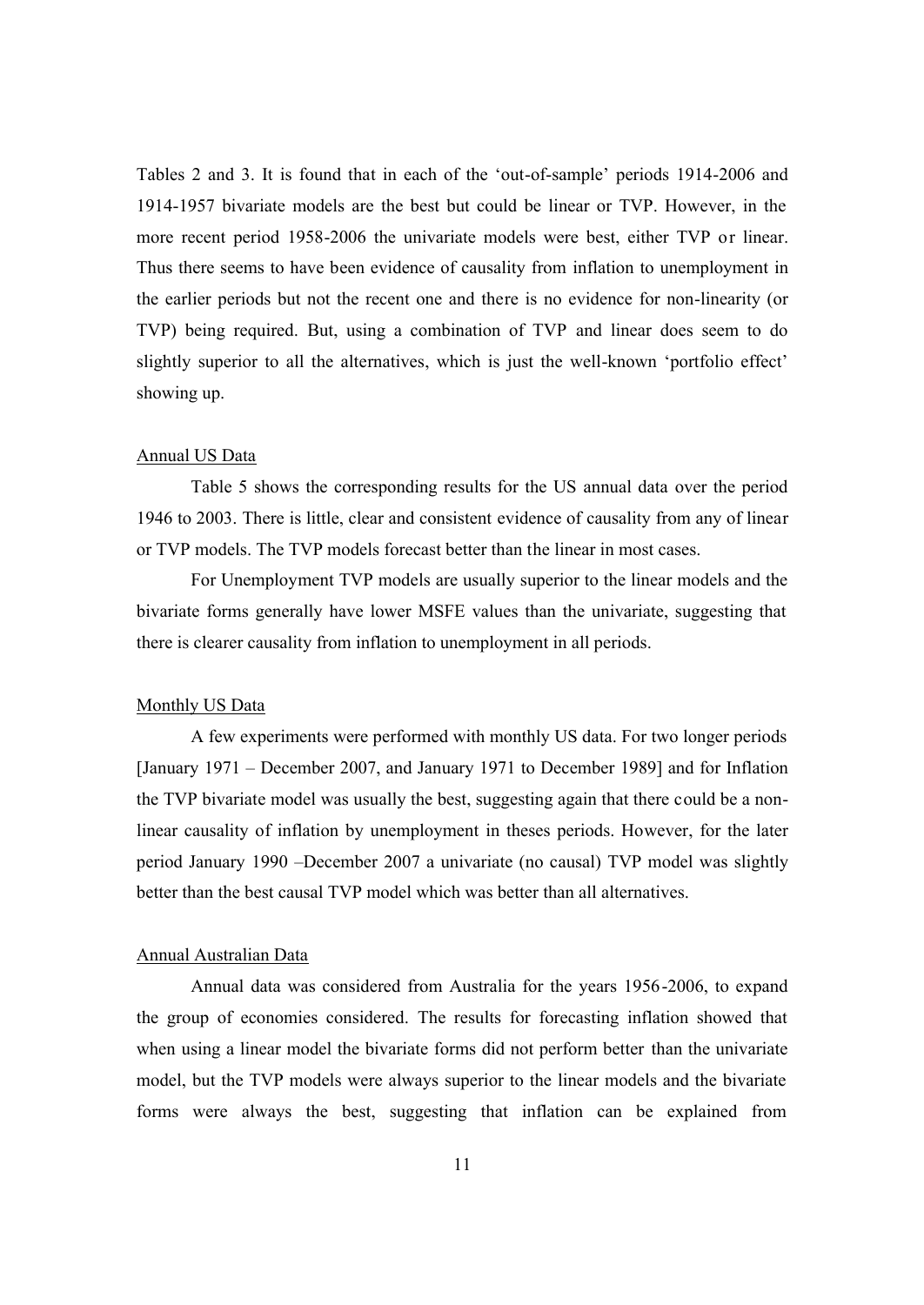Tables 2 and 3. It is found that in each of the 'out-of-sample' periods 1914-2006 and 1914-1957 bivariate models are the best but could be linear or TVP. However, in the more recent period 1958-2006 the univariate models were best, either TVP or linear. Thus there seems to have been evidence of causality from inflation to unemployment in the earlier periods but not the recent one and there is no evidence for non-linearity (or TVP) being required. But, using a combination of TVP and linear does seem to do slightly superior to all the alternatives, which is just the well-known 'portfolio effect' showing up.

Annual US Data

Table 5 shows the corresponding results for the US annual data over the period 1946 to 2003. There is little, clear and consistent evidence of causality from any of linear or TVP models. The TVP models forecast better than the linear in most cases.

For Unemployment TVP models are usually superior to the linear models and the bivariate forms generally have lower MSFE values than the univariate, suggesting that there is clearer causality from inflation to unemployment in all periods.

Monthly US Data

A few experiments were performed with monthly US data. For two longer periods [January 1971 – December 2007, and January 1971 to December 1989] and for Inflation the TVP bivariate model was usually the best, suggesting again that there could be a non-linear causality of inflation by unemployment in theses periods. However, for the later period January 1990 –December 2007 a univariate (no causal) TVP model was slightly better than the best causal TVP model which was better than all alternatives.

Annual Australian Data

Annual data was considered from Australia for the years 1956-2006, to expand the group of economies considered. The results for forecasting inflation showed that when using a linear model the bivariate forms did not perform better than the univariate model, but the TVP models were always superior to the linear models and the bivariate forms were always the best, suggesting that inflation can be explained from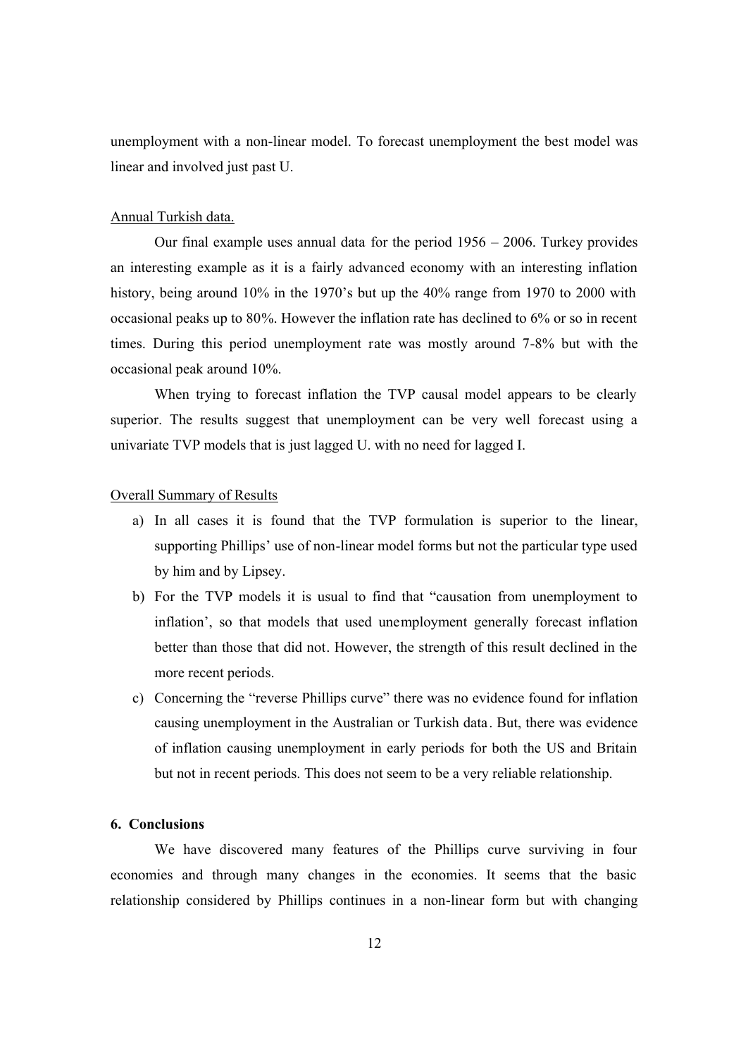unemployment with a non-linear model. To forecast unemployment the best model was linear and involved just past U.

Annual Turkish data.

Our final example uses annual data for the period 1956 – 2006. Turkey provides an interesting example as it is a fairly advanced economy with an interesting inflation history, being around 10% in the 1970's but up the 40% range from 1970 to 2000 with occasional peaks up to 80%. However the inflation rate has declined to 6% or so in recent times. During this period unemployment rate was mostly around 7-8% but with the occasional peak around 10%.

When trying to forecast inflation the TVP causal model appears to be clearly superior. The results suggest that unemployment can be very well forecast using a univariate TVP models that is just lagged U. with no need for lagged I.

Overall Summary of Results

a) In all cases it is found that the TVP formulation is superior to the linear, supporting Phillips' use of non-linear model forms but not the particular type used by him and by Lipsey.
b) For the TVP models it is usual to find that "causation from unemployment to inflation', so that models that used unemployment generally forecast inflation better than those that did not. However, the strength of this result declined in the more recent periods.
c) Concerning the "reverse Phillips curve" there was no evidence found for inflation causing unemployment in the Australian or Turkish data. But, there was evidence of inflation causing unemployment in early periods for both the US and Britain but not in recent periods. This does not seem to be a very reliable relationship.

**6. Conclusions**

We have discovered many features of the Phillips curve surviving in four economies and through many changes in the economies. It seems that the basic relationship considered by Phillips continues in a non-linear form but with changing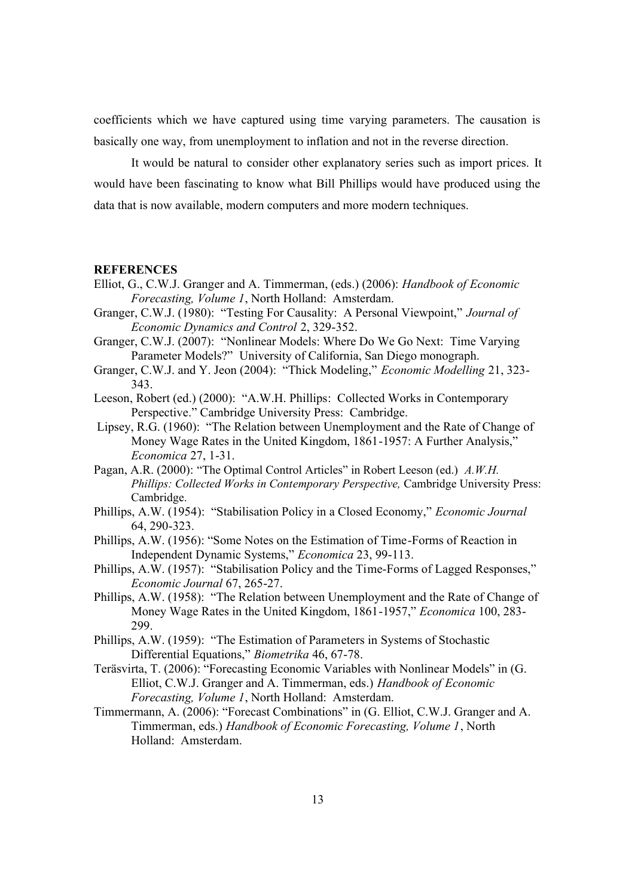coefficients which we have captured using time varying parameters. The causation is basically one way, from unemployment to inflation and not in the reverse direction.

It would be natural to consider other explanatory series such as import prices. It would have been fascinating to know what Bill Phillips would have produced using the data that is now available, modern computers and more modern techniques.

## REFERENCES

Elliot, G., C.W.J. Granger and A. Timmerman, (eds.) (2006): *Handbook of Economic Forecasting, Volume 1*, North Holland: Amsterdam.

Granger, C.W.J. (1980): "Testing For Causality: A Personal Viewpoint," *Journal of Economic Dynamics and Control* 2, 329-352.

Granger, C.W.J. (2007): "Nonlinear Models: Where Do We Go Next: Time Varying Parameter Models?" University of California, San Diego monograph.

Granger, C.W.J. and Y. Jeon (2004): "Thick Modeling," *Economic Modelling* 21, 323-343.

Leeson, Robert (ed.) (2000): "A.W.H. Phillips: Collected Works in Contemporary Perspective." Cambridge University Press: Cambridge.

Lipsey, R.G. (1960): "The Relation between Unemployment and the Rate of Change of Money Wage Rates in the United Kingdom, 1861-1957: A Further Analysis," *Economica* 27, 1-31.

Pagan, A.R. (2000): "The Optimal Control Articles" in Robert Leeson (ed.) *A.W.H. Phillips: Collected Works in Contemporary Perspective,* Cambridge University Press: Cambridge.

Phillips, A.W. (1954): "Stabilisation Policy in a Closed Economy," *Economic Journal* 64, 290-323.

Phillips, A.W. (1956): "Some Notes on the Estimation of Time-Forms of Reaction in Independent Dynamic Systems," *Economica* 23, 99-113.

Phillips, A.W. (1957): "Stabilisation Policy and the Time-Forms of Lagged Responses," *Economic Journal* 67, 265-27.

Phillips, A.W. (1958): "The Relation between Unemployment and the Rate of Change of Money Wage Rates in the United Kingdom, 1861-1957," *Economica* 100, 283-299.

Phillips, A.W. (1959): "The Estimation of Parameters in Systems of Stochastic Differential Equations," *Biometrika* 46, 67-78.

Teräsvirta, T. (2006): "Forecasting Economic Variables with Nonlinear Models" in (G. Elliot, C.W.J. Granger and A. Timmerman, eds.) *Handbook of Economic Forecasting, Volume 1*, North Holland: Amsterdam.

Timmermann, A. (2006): "Forecast Combinations" in (G. Elliot, C.W.J. Granger and A. Timmerman, eds.) *Handbook of Economic Forecasting, Volume 1*, North Holland: Amsterdam.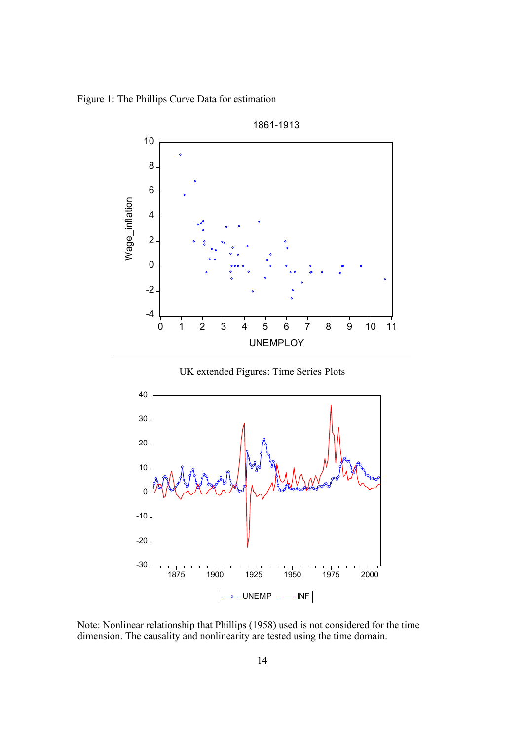Figure 1: The Phillips Curve Data for estimation

UK extended Figures: Time Series Plots

Note: Nonlinear relationship that Phillips (1958) used is not considered for the time dimension. The causality and nonlinearity are tested using the time domain.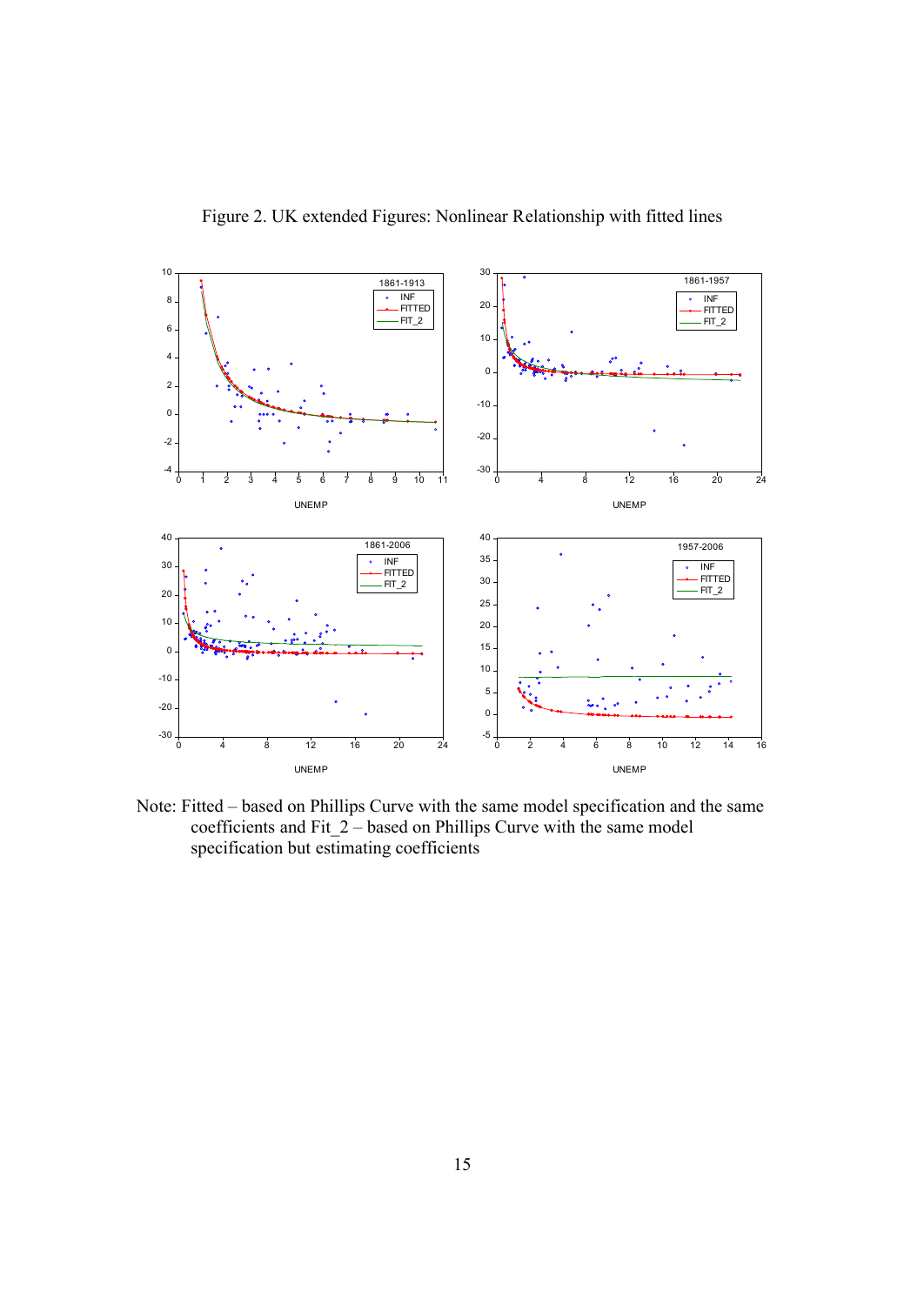Figure 2. UK extended Figures: Nonlinear Relationship with fitted lines

Note: Fitted – based on Phillips Curve with the same model specification and the same coefficients and Fit_2 – based on Phillips Curve with the same model specification but estimating coefficients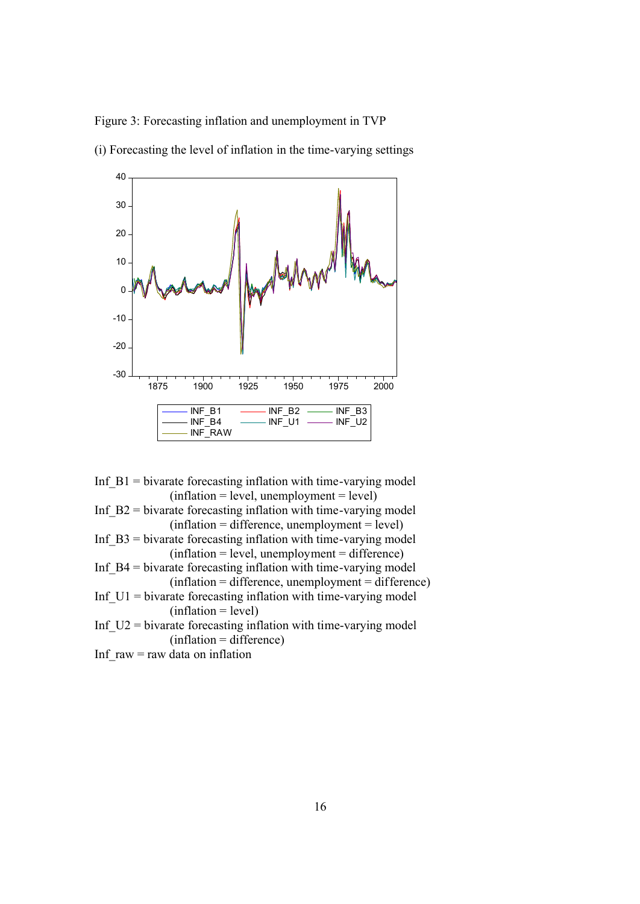Figure 3: Forecasting inflation and unemployment in TVP

(i) Forecasting the level of inflation in the time-varying settings

Inf_B1 = bivarate forecasting inflation with time-varying model
(inflation = level, unemployment = level)

Inf_B2 = bivarate forecasting inflation with time-varying model
(inflation = difference, unemployment = level)

Inf_B3 = bivarate forecasting inflation with time-varying model
(inflation = level, unemployment = difference)

Inf_B4 = bivarate forecasting inflation with time-varying model
(inflation = difference, unemployment = difference)

Inf_U1 = bivarate forecasting inflation with time-varying model
(inflation = level)

Inf_U2 = bivarate forecasting inflation with time-varying model
(inflation = difference)

Inf_raw = raw data on inflation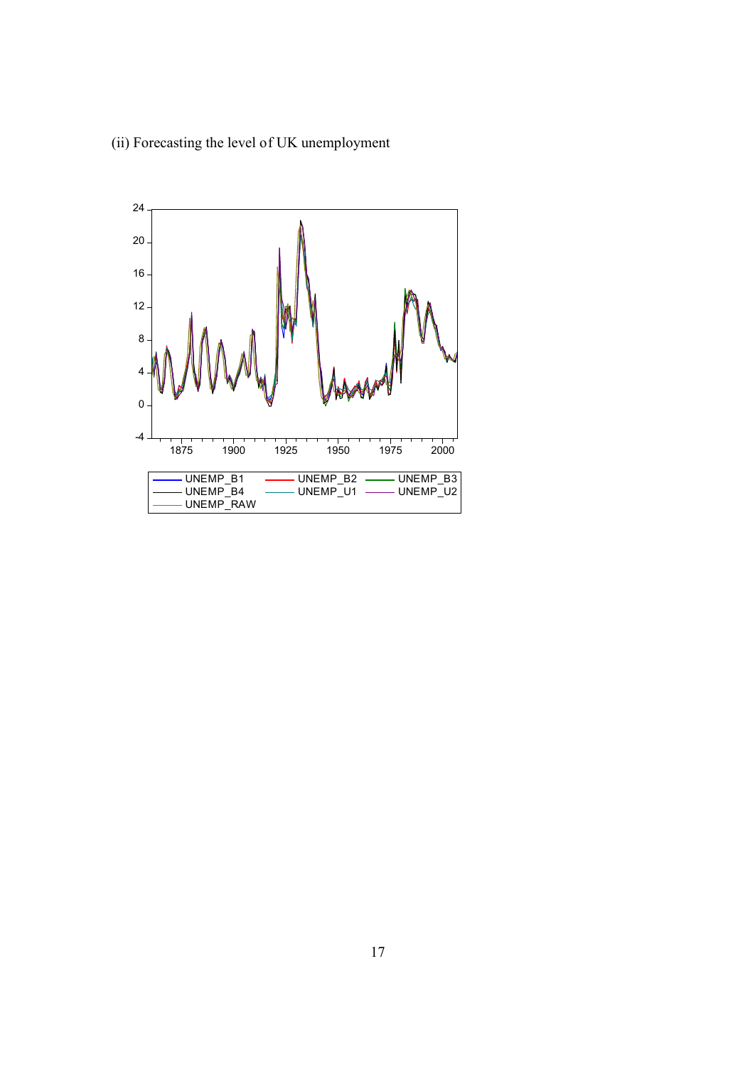(ii) Forecasting the level of UK unemployment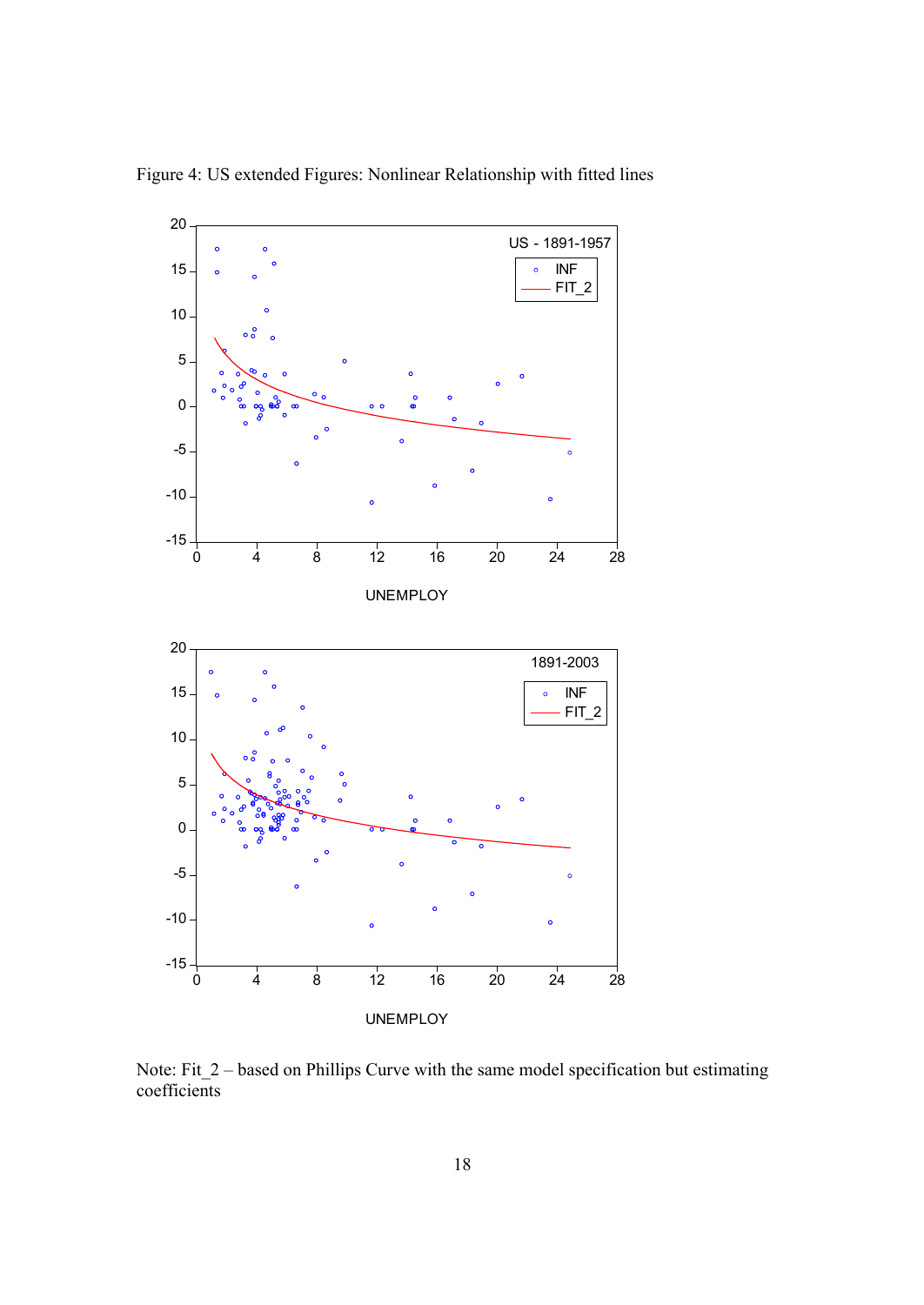Figure 4: US extended Figures: Nonlinear Relationship with fitted lines

Note: Fit_2 – based on Phillips Curve with the same model specification but estimating coefficients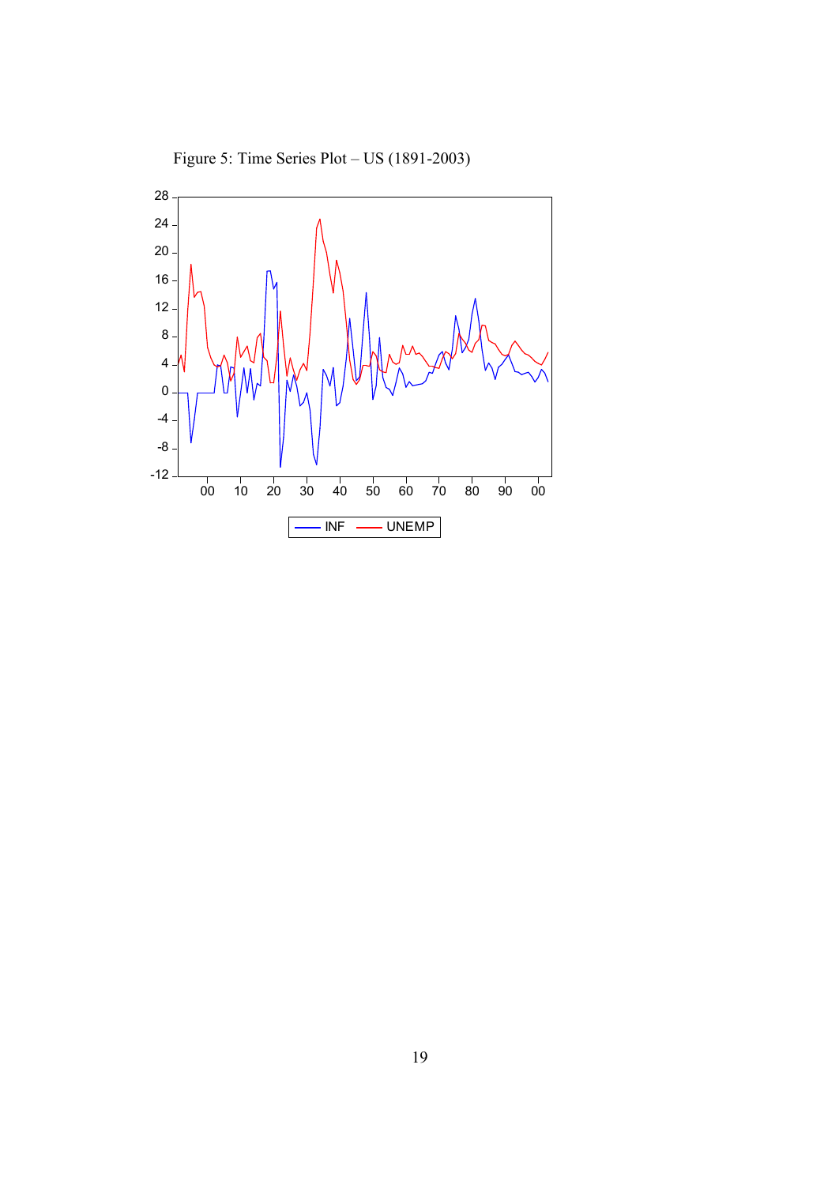Figure 5: Time Series Plot – US (1891-2003)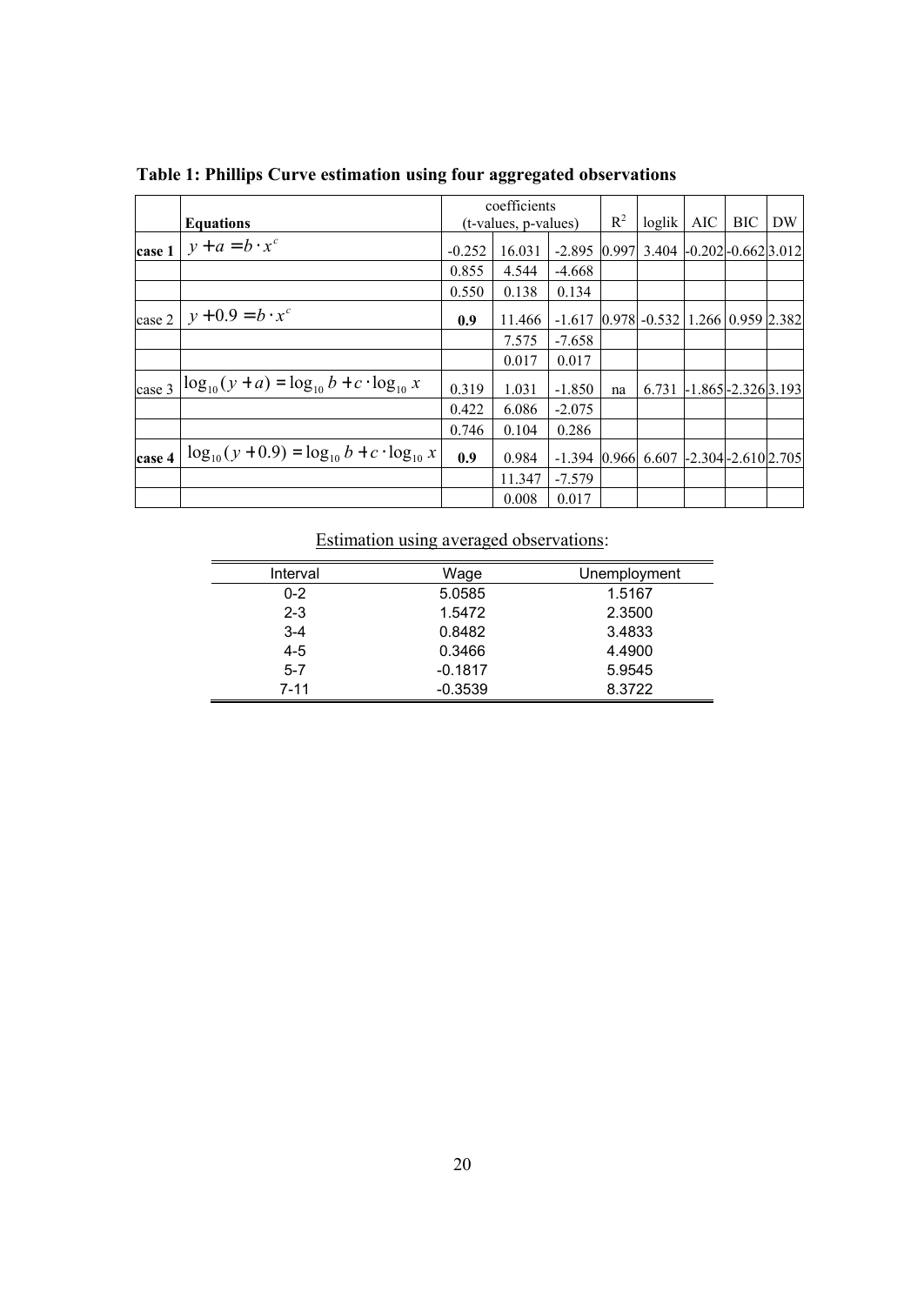**Table 1: Phillips Curve estimation using four aggregated observations**

| | **Equations** | coefficients (t-values, p-values) | | | $R^2$ | loglik | AIC | BIC | DW |
|---|---|---|---|---|---|---|---|---|---|
| **case 1** | $y + a = b \cdot x^c$ | -0.252 | 16.031 | -2.895 | 0.997 | 3.404 | -0.202 | -0.662 | 3.012 |
| | | 0.855 | 4.544 | -4.668 | | | | | |
| | | 0.550 | 0.138 | 0.134 | | | | | |
| case 2 | $y + 0.9 = b \cdot x^c$ | **0.9** | 11.466 | -1.617 | 0.978 | -0.532 | 1.266 | 0.959 | 2.382 |
| | | | 7.575 | -7.658 | | | | | |
| | | | 0.017 | 0.017 | | | | | |
| case 3 | $\log_{10}(y + a) = \log_{10} b + c \cdot \log_{10} x$ | 0.319 | 1.031 | -1.850 | na | 6.731 | -1.865 | -2.326 | 3.193 |
| | | 0.422 | 6.086 | -2.075 | | | | | |
| | | 0.746 | 0.104 | 0.286 | | | | | |
| **case 4** | $\log_{10}(y + 0.9) = \log_{10} b + c \cdot \log_{10} x$ | **0.9** | 0.984 | -1.394 | 0.966 | 6.607 | -2.304 | -2.610 | 2.705 |
| | | | 11.347 | -7.579 | | | | | |
| | | | 0.008 | 0.017 | | | | | |

Estimation using averaged observations:

| Interval | Wage | Unemployment |
|---|---|---|
| 0-2 | 5.0585 | 1.5167 |
| 2-3 | 1.5472 | 2.3500 |
| 3-4 | 0.8482 | 3.4833 |
| 4-5 | 0.3466 | 4.4900 |
| 5-7 | -0.1817 | 5.9545 |
| 7-11 | -0.3539 | 8.3722 |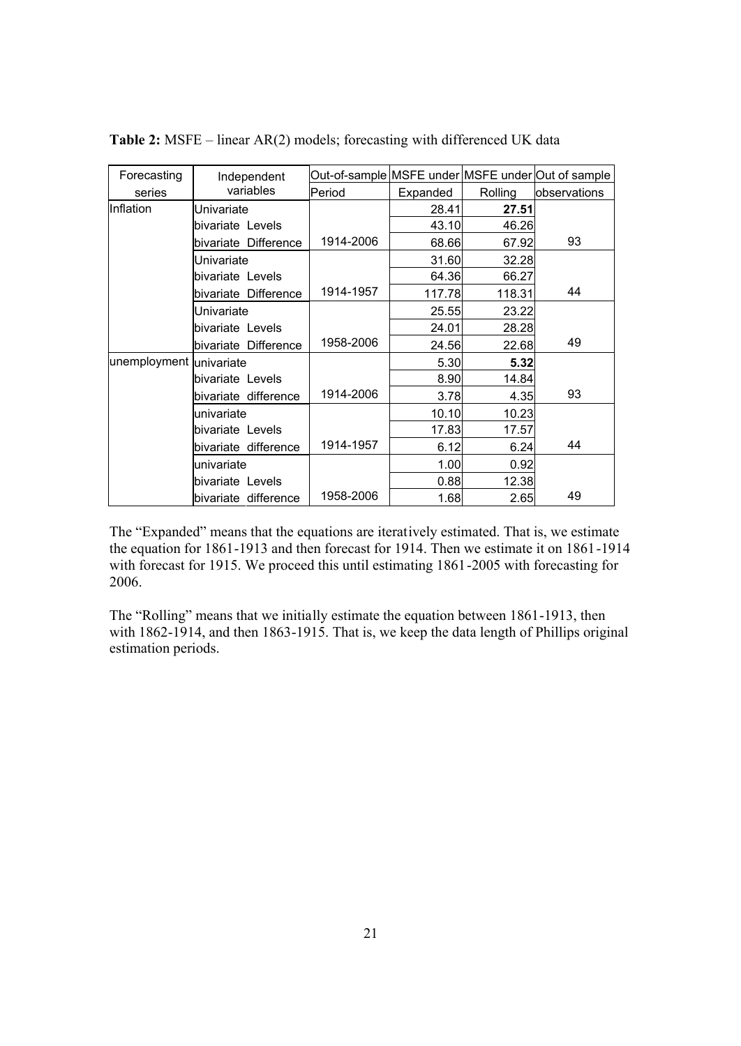**Table 2:** MSFE – linear AR(2) models; forecasting with differenced UK data

| Forecasting series | Independent variables | Out-of-sample Period | MSFE under Expanded | MSFE under Rolling | Out of sample observations |
|---|---|---|---|---|---|
| Inflation | Univariate | | 28.41 | **27.51** | |
| | bivariate Levels | | 43.10 | 46.26 | |
| | bivariate Difference | 1914-2006 | 68.66 | 67.92 | 93 |
| | Univariate | | 31.60 | 32.28 | |
| | bivariate Levels | | 64.36 | 66.27 | |
| | bivariate Difference | 1914-1957 | 117.78 | 118.31 | 44 |
| | Univariate | | 25.55 | 23.22 | |
| | bivariate Levels | | 24.01 | 28.28 | |
| | bivariate Difference | 1958-2006 | 24.56 | 22.68 | 49 |
| unemployment | univariate | | 5.30 | **5.32** | |
| | bivariate Levels | | 8.90 | 14.84 | |
| | bivariate difference | 1914-2006 | 3.78 | 4.35 | 93 |
| | univariate | | 10.10 | 10.23 | |
| | bivariate Levels | | 17.83 | 17.57 | |
| | bivariate difference | 1914-1957 | 6.12 | 6.24 | 44 |
| | univariate | | 1.00 | 0.92 | |
| | bivariate Levels | | 0.88 | 12.38 | |
| | bivariate difference | 1958-2006 | 1.68 | 2.65 | 49 |

The "Expanded" means that the equations are iteratively estimated. That is, we estimate the equation for 1861-1913 and then forecast for 1914. Then we estimate it on 1861-1914 with forecast for 1915. We proceed this until estimating 1861-2005 with forecasting for 2006.

The "Rolling" means that we initially estimate the equation between 1861-1913, then with 1862-1914, and then 1863-1915. That is, we keep the data length of Phillips original estimation periods.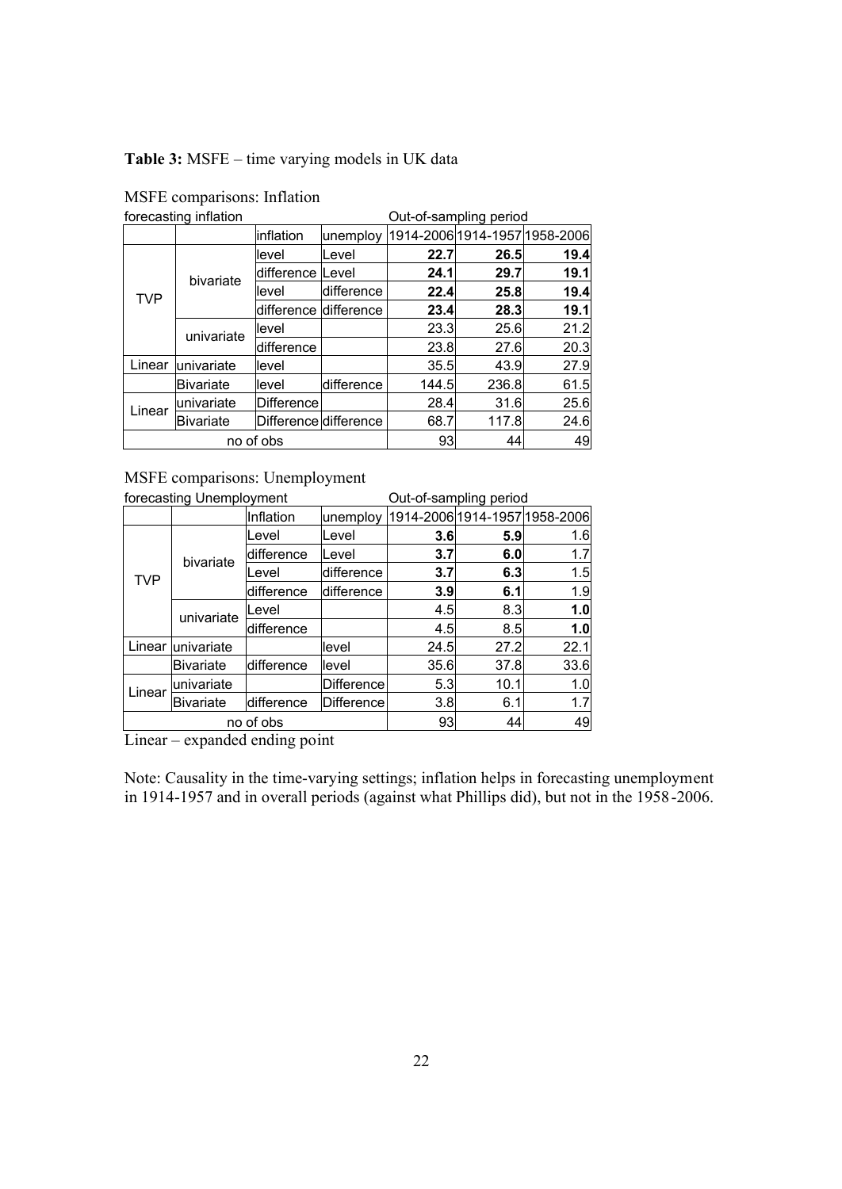**Table 3:** MSFE – time varying models in UK data

MSFE comparisons: Inflation

| forecasting inflation | | | | Out-of-sampling period | | |
|---|---|---|---|---|---|---|
| | | inflation | unemploy | 1914-2006 | 1914-1957 | 1958-2006 |
| TVP | bivariate | level | Level | **22.7** | **26.5** | **19.4** |
| | | difference | Level | **24.1** | **29.7** | **19.1** |
| | | level | difference | **22.4** | **25.8** | **19.4** |
| | | difference | difference | **23.4** | **28.3** | **19.1** |
| | univariate | level | | 23.3 | 25.6 | 21.2 |
| | | difference | | 23.8 | 27.6 | 20.3 |
| Linear | univariate | level | | 35.5 | 43.9 | 27.9 |
| | Bivariate | level | difference | 144.5 | 236.8 | 61.5 |
| Linear | univariate | Difference | | 28.4 | 31.6 | 25.6 |
| | Bivariate | Difference | difference | 68.7 | 117.8 | 24.6 |
| no of obs | | | | 93 | 44 | 49 |

MSFE comparisons: Unemployment

| forecasting Unemployment | | | | Out-of-sampling period | | |
|---|---|---|---|---|---|---|
| | | Inflation | unemploy | 1914-2006 | 1914-1957 | 1958-2006 |
| TVP | bivariate | Level | Level | **3.6** | **5.9** | 1.6 |
| | | difference | Level | **3.7** | **6.0** | 1.7 |
| | | Level | difference | **3.7** | **6.3** | 1.5 |
| | | difference | difference | **3.9** | **6.1** | 1.9 |
| | univariate | Level | | 4.5 | 8.3 | **1.0** |
| | | difference | | 4.5 | 8.5 | **1.0** |
| Linear | univariate | | level | 24.5 | 27.2 | 22.1 |
| | Bivariate | difference | level | 35.6 | 37.8 | 33.6 |
| Linear | univariate | | Difference | 5.3 | 10.1 | 1.0 |
| | Bivariate | difference | Difference | 3.8 | 6.1 | 1.7 |
| no of obs | | | | 93 | 44 | 49 |

Linear – expanded ending point

Note: Causality in the time-varying settings; inflation helps in forecasting unemployment in 1914-1957 and in overall periods (against what Phillips did), but not in the 1958-2006.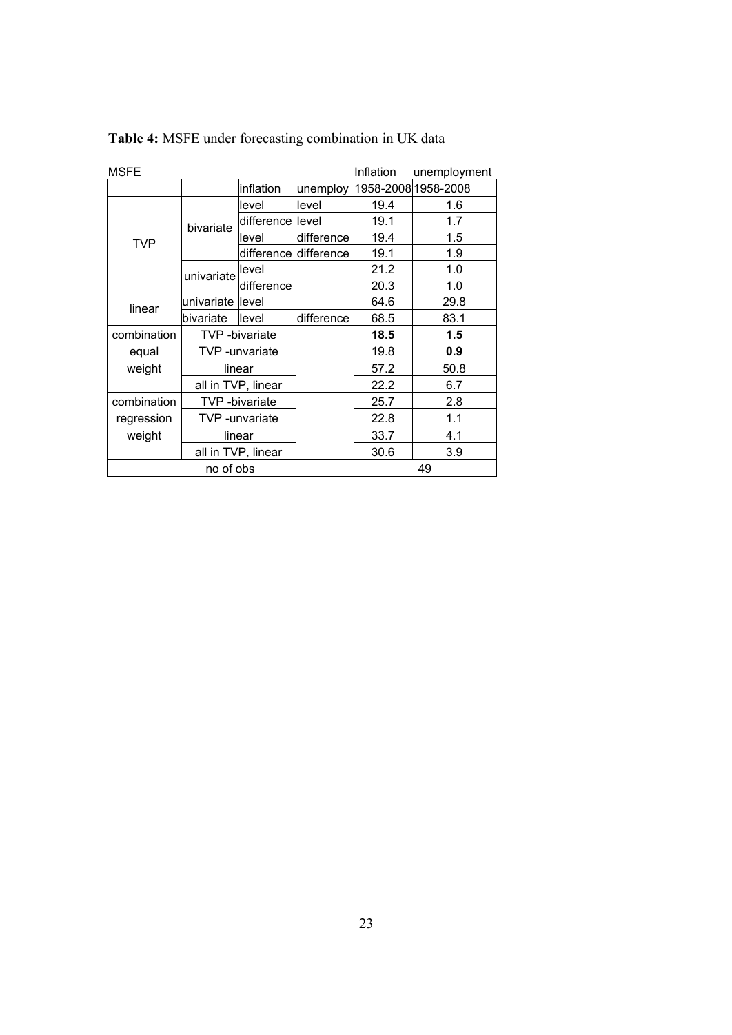**Table 4:** MSFE under forecasting combination in UK data

| MSFE | | | | Inflation | unemployment |
|---|---|---|---|---|---|
| | | inflation | unemploy | 1958-2008 | 1958-2008 |
| TVP | bivariate | level | level | 19.4 | 1.6 |
| | | difference | level | 19.1 | 1.7 |
| | | level | difference | 19.4 | 1.5 |
| | | difference | difference | 19.1 | 1.9 |
| | univariate | level | | 21.2 | 1.0 |
| | | difference | | 20.3 | 1.0 |
| linear | univariate | level | | 64.6 | 29.8 |
| | bivariate | level | difference | 68.5 | 83.1 |
| combination equal weight | TVP -bivariate | | | **18.5** | **1.5** |
| | TVP -unvariate | | | 19.8 | **0.9** |
| | linear | | | 57.2 | 50.8 |
| | all in TVP, linear | | | 22.2 | 6.7 |
| combination regression weight | TVP -bivariate | | | 25.7 | 2.8 |
| | TVP -unvariate | | | 22.8 | 1.1 |
| | linear | | | 33.7 | 4.1 |
| | all in TVP, linear | | | 30.6 | 3.9 |
| no of obs | | | | 49 | |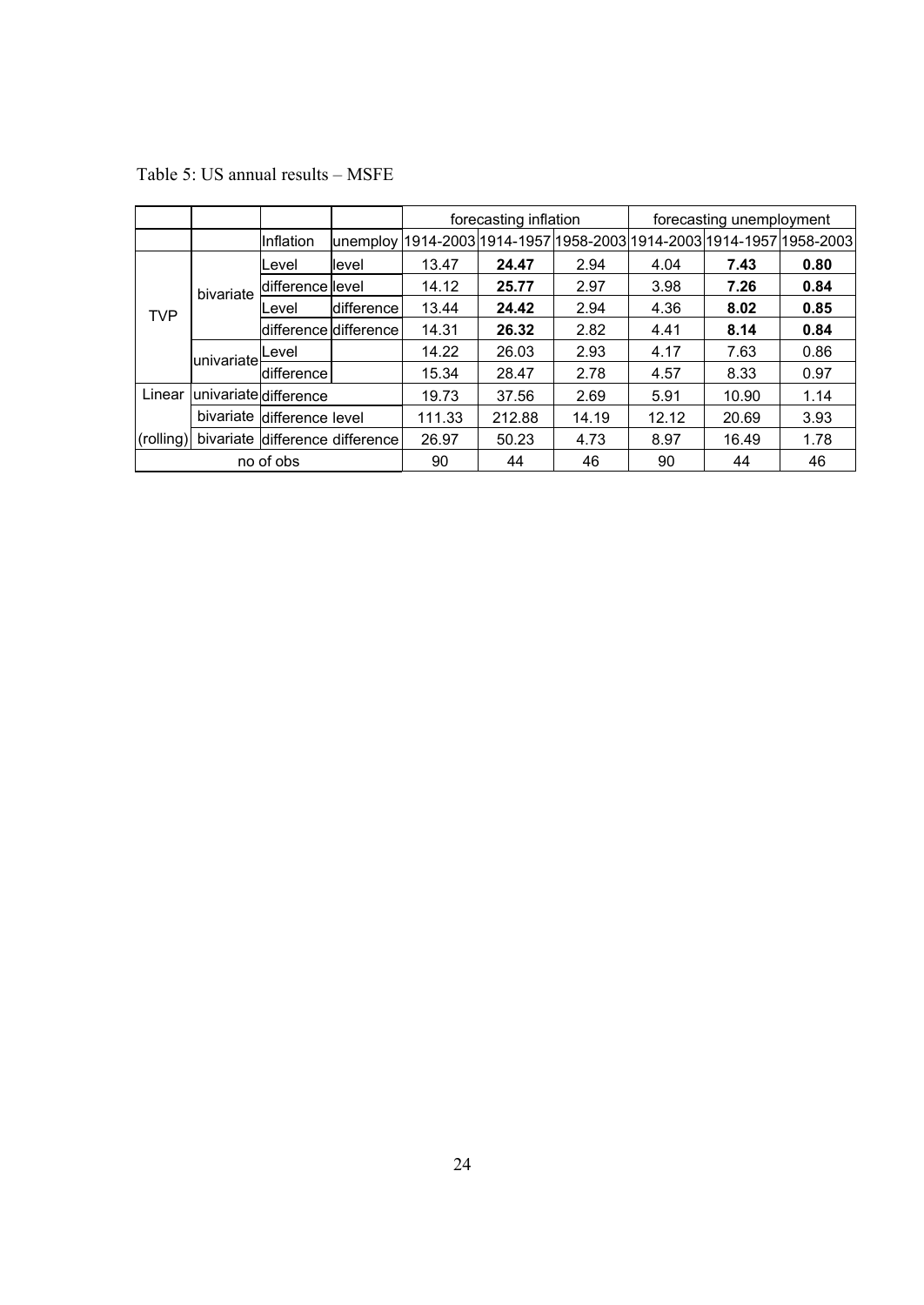Table 5: US annual results – MSFE

| | | | | forecasting inflation | | | forecasting unemployment | | |
|---|---|---|---|---|---|---|---|---|---|
| | | Inflation | unemploy | 1914-2003 | 1914-1957 | 1958-2003 | 1914-2003 | 1914-1957 | 1958-2003 |
| TVP | bivariate | Level | level | 13.47 | **24.47** | 2.94 | 4.04 | **7.43** | **0.80** |
| | | difference | level | 14.12 | **25.77** | 2.97 | 3.98 | **7.26** | **0.84** |
| | | Level | difference | 13.44 | **24.42** | 2.94 | 4.36 | **8.02** | **0.85** |
| | | difference | difference | 14.31 | **26.32** | 2.82 | 4.41 | **8.14** | **0.84** |
| | univariate | Level | | 14.22 | 26.03 | 2.93 | 4.17 | 7.63 | 0.86 |
| | | difference | | 15.34 | 28.47 | 2.78 | 4.57 | 8.33 | 0.97 |
| Linear | univariate | difference | | 19.73 | 37.56 | 2.69 | 5.91 | 10.90 | 1.14 |
| | bivariate | difference | level | 111.33 | 212.88 | 14.19 | 12.12 | 20.69 | 3.93 |
| (rolling) | bivariate | difference | difference | 26.97 | 50.23 | 4.73 | 8.97 | 16.49 | 1.78 |
| no of obs | | | | 90 | 44 | 46 | 90 | 44 | 46 |